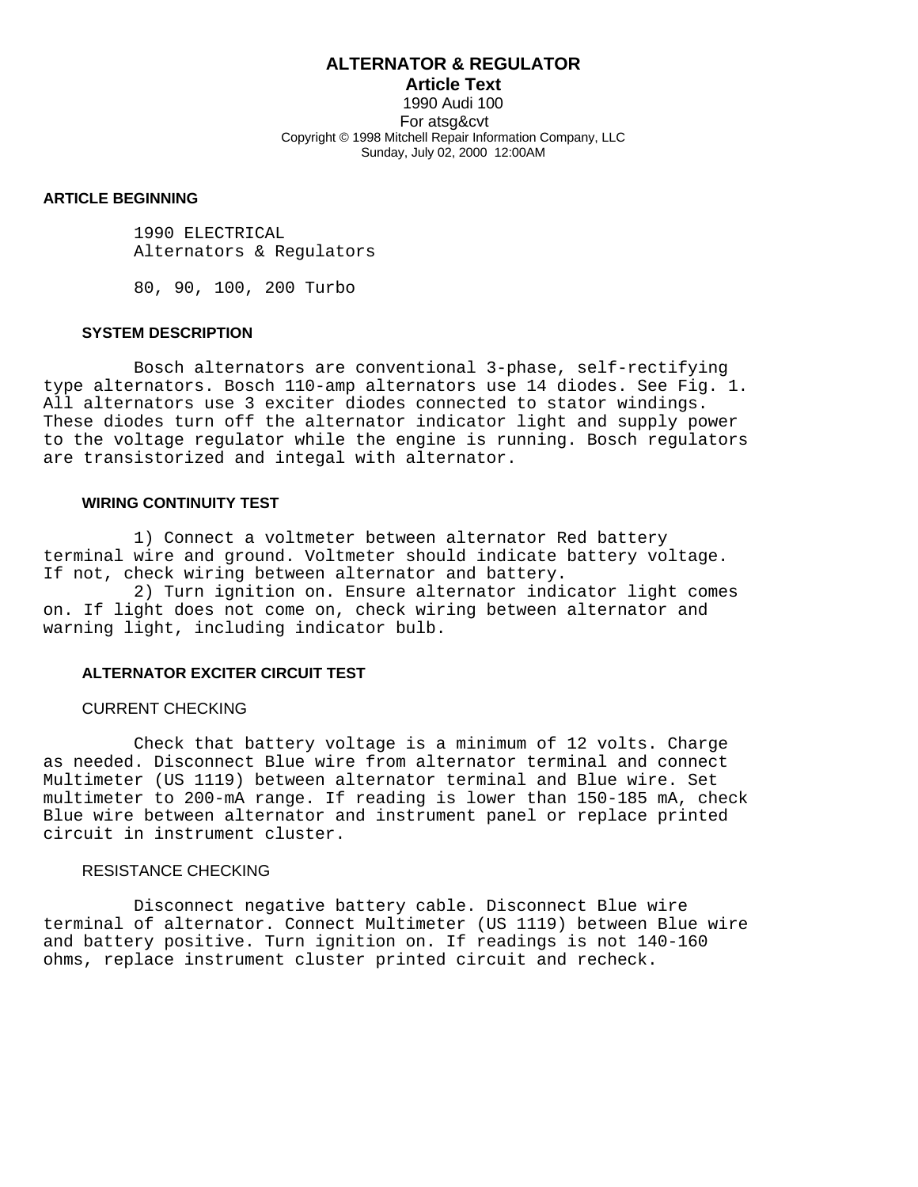# ALTERNATOR & REGULATOR

**Article Text**

1990 Audi 100

For atsg&cvt

Copyright © 1998 Mitchell Repair Information Company, LLC

Sunday, July 02, 2000 12:00AM

## ARTICLE BEGINNING

1990 ELECTRICAL
Alternators & Regulators

80, 90, 100, 200 Turbo

### SYSTEM DESCRIPTION

Bosch alternators are conventional 3-phase, self-rectifying type alternators. Bosch 110-amp alternators use 14 diodes. See Fig. 1. All alternators use 3 exciter diodes connected to stator windings. These diodes turn off the alternator indicator light and supply power to the voltage regulator while the engine is running. Bosch regulators are transistorized and integal with alternator.

### WIRING CONTINUITY TEST

1) Connect a voltmeter between alternator Red battery terminal wire and ground. Voltmeter should indicate battery voltage. If not, check wiring between alternator and battery.

2) Turn ignition on. Ensure alternator indicator light comes on. If light does not come on, check wiring between alternator and warning light, including indicator bulb.

### ALTERNATOR EXCITER CIRCUIT TEST

#### CURRENT CHECKING

Check that battery voltage is a minimum of 12 volts. Charge as needed. Disconnect Blue wire from alternator terminal and connect Multimeter (US 1119) between alternator terminal and Blue wire. Set multimeter to 200-mA range. If reading is lower than 150-185 mA, check Blue wire between alternator and instrument panel or replace printed circuit in instrument cluster.

#### RESISTANCE CHECKING

Disconnect negative battery cable. Disconnect Blue wire terminal of alternator. Connect Multimeter (US 1119) between Blue wire and battery positive. Turn ignition on. If readings is not 140-160 ohms, replace instrument cluster printed circuit and recheck.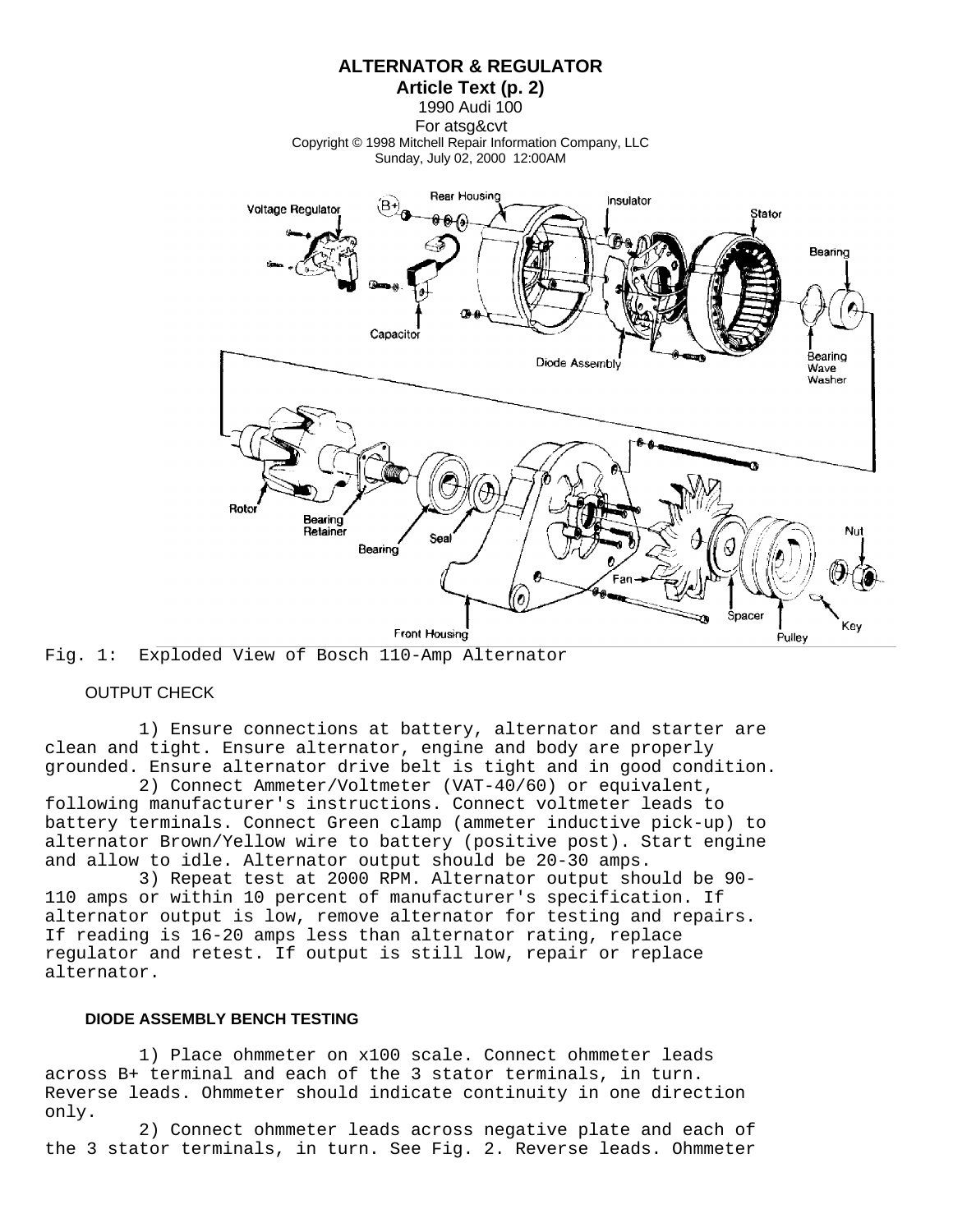Fig. 1: Exploded View of Bosch 110-Amp Alternator

OUTPUT CHECK

1) Ensure connections at battery, alternator and starter are clean and tight. Ensure alternator, engine and body are properly grounded. Ensure alternator drive belt is tight and in good condition.

2) Connect Ammeter/Voltmeter (VAT-40/60) or equivalent, following manufacturer's instructions. Connect voltmeter leads to battery terminals. Connect Green clamp (ammeter inductive pick-up) to alternator Brown/Yellow wire to battery (positive post). Start engine and allow to idle. Alternator output should be 20-30 amps.

3) Repeat test at 2000 RPM. Alternator output should be 90-110 amps or within 10 percent of manufacturer's specification. If alternator output is low, remove alternator for testing and repairs. If reading is 16-20 amps less than alternator rating, replace regulator and retest. If output is still low, repair or replace alternator.

**DIODE ASSEMBLY BENCH TESTING**

1) Place ohmmeter on x100 scale. Connect ohmmeter leads across B+ terminal and each of the 3 stator terminals, in turn. Reverse leads. Ohmmeter should indicate continuity in one direction only.

2) Connect ohmmeter leads across negative plate and each of the 3 stator terminals, in turn. See Fig. 2. Reverse leads. Ohmmeter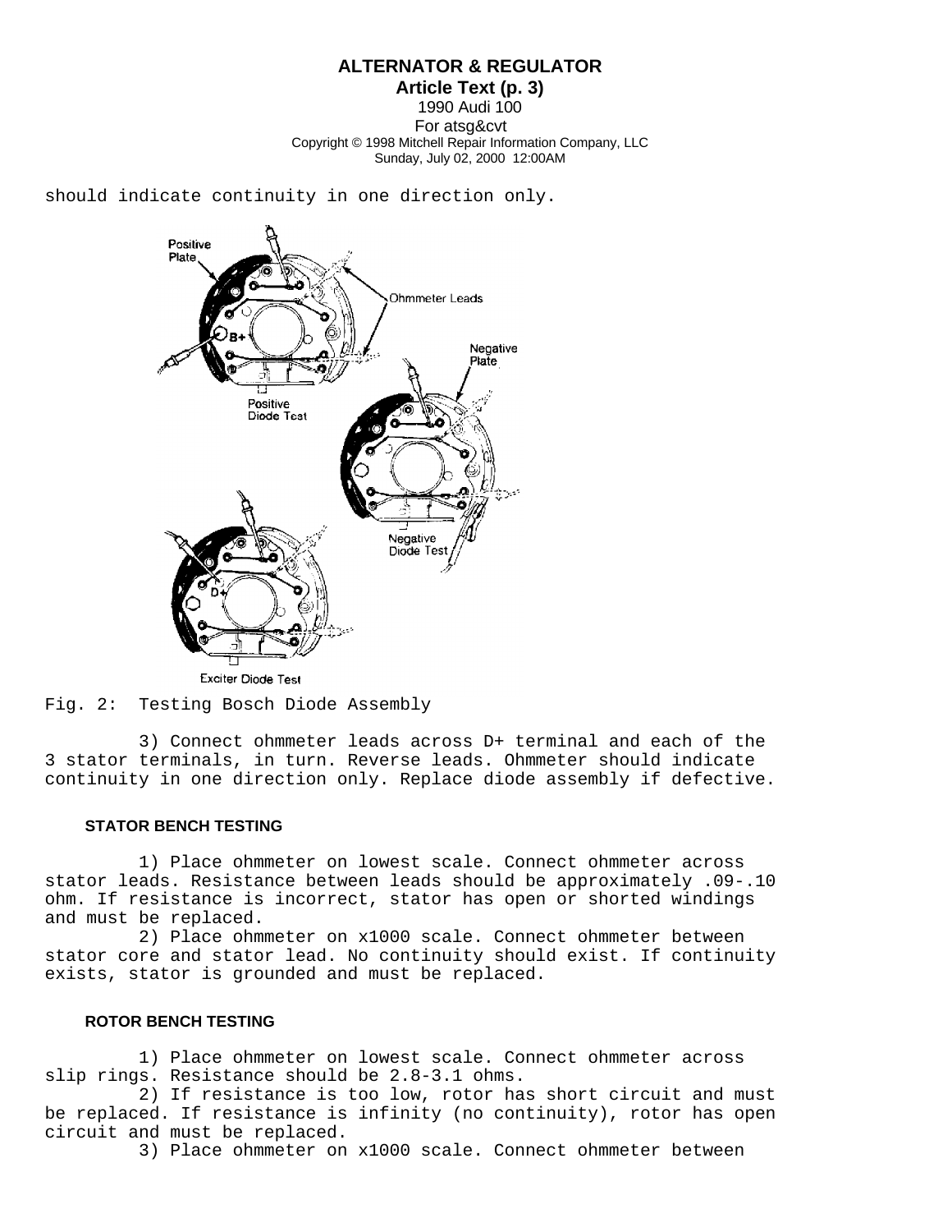should indicate continuity in one direction only.

Positive Plate

Ohmmeter Leads

B+

Negative Plate

Positive Diode Test

Negative Diode Test

D+

Exciter Diode Test

Fig. 2: Testing Bosch Diode Assembly

3) Connect ohmmeter leads across D+ terminal and each of the 3 stator terminals, in turn. Reverse leads. Ohmmeter should indicate continuity in one direction only. Replace diode assembly if defective.

### STATOR BENCH TESTING

1) Place ohmmeter on lowest scale. Connect ohmmeter across stator leads. Resistance between leads should be approximately .09-.10 ohm. If resistance is incorrect, stator has open or shorted windings and must be replaced.

2) Place ohmmeter on x1000 scale. Connect ohmmeter between stator core and stator lead. No continuity should exist. If continuity exists, stator is grounded and must be replaced.

### ROTOR BENCH TESTING

1) Place ohmmeter on lowest scale. Connect ohmmeter across slip rings. Resistance should be 2.8-3.1 ohms.

2) If resistance is too low, rotor has short circuit and must be replaced. If resistance is infinity (no continuity), rotor has open circuit and must be replaced.

3) Place ohmmeter on x1000 scale. Connect ohmmeter between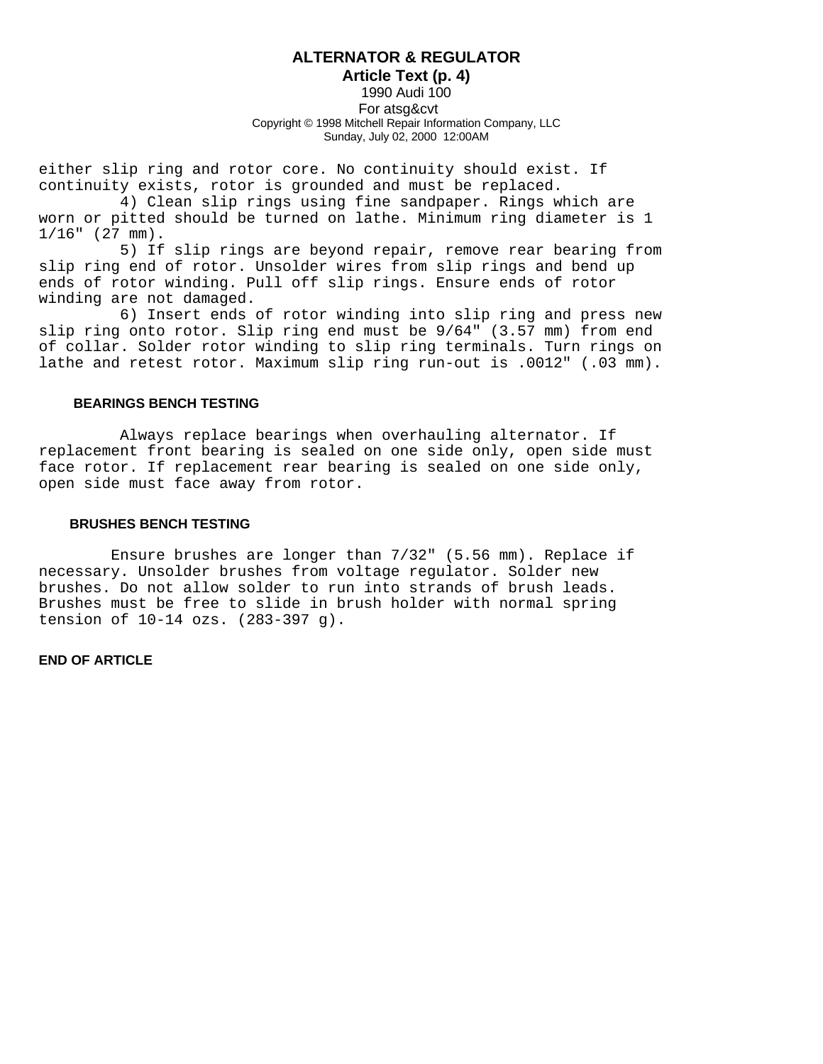either slip ring and rotor core. No continuity should exist. If continuity exists, rotor is grounded and must be replaced.

4) Clean slip rings using fine sandpaper. Rings which are worn or pitted should be turned on lathe. Minimum ring diameter is 1 1/16" (27 mm).

5) If slip rings are beyond repair, remove rear bearing from slip ring end of rotor. Unsolder wires from slip rings and bend up ends of rotor winding. Pull off slip rings. Ensure ends of rotor winding are not damaged.

6) Insert ends of rotor winding into slip ring and press new slip ring onto rotor. Slip ring end must be 9/64" (3.57 mm) from end of collar. Solder rotor winding to slip ring terminals. Turn rings on lathe and retest rotor. Maximum slip ring run-out is .0012" (.03 mm).

#### BEARINGS BENCH TESTING

Always replace bearings when overhauling alternator. If replacement front bearing is sealed on one side only, open side must face rotor. If replacement rear bearing is sealed on one side only, open side must face away from rotor.

#### BRUSHES BENCH TESTING

Ensure brushes are longer than 7/32" (5.56 mm). Replace if necessary. Unsolder brushes from voltage regulator. Solder new brushes. Do not allow solder to run into strands of brush leads. Brushes must be free to slide in brush holder with normal spring tension of 10-14 ozs. (283-397 g).

**END OF ARTICLE**